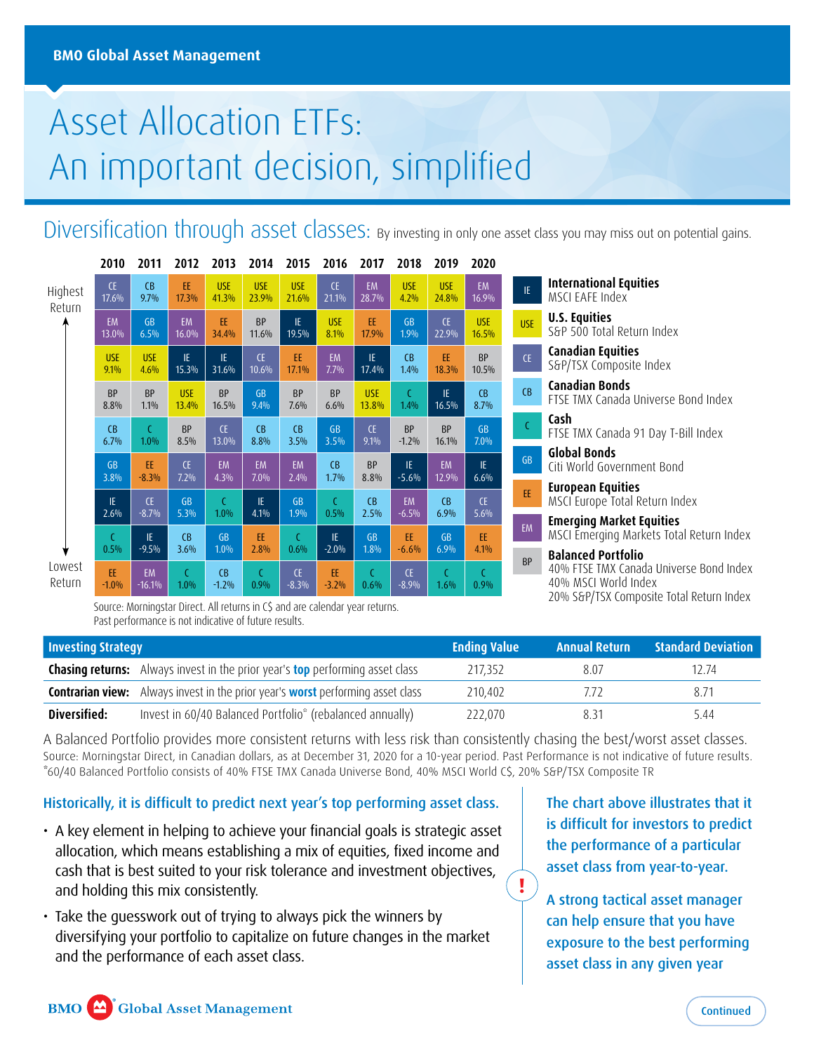BMO Global Asset Management

# Asset Allocation ETFs: An important decision, simplified

## Diversification through asset classes: By investing in only one asset class you may miss out on potential gains.

| | 2010 | 2011 | 2012 | 2013 | 2014 | 2015 | 2016 | 2017 | 2018 | 2019 | 2020 |
|---|---|---|---|---|---|---|---|---|---|---|---|
| Highest Return | CE 17.6% | CB 9.7% | EE 17.3% | USE 41.3% | USE 23.9% | USE 21.6% | CE 21.1% | EM 28.7% | USE 4.2% | USE 24.8% | EM 16.9% |
| | EM 13.0% | GB 6.5% | EM 16.0% | EE 34.4% | BP 11.6% | IE 19.5% | USE 8.1% | EE 17.9% | GB 1.9% | CE 22.9% | USE 16.5% |
| | USE 9.1% | USE 4.6% | IE 15.3% | IE 31.6% | CE 10.6% | EE 17.1% | EM 7.7% | IE 17.4% | CB 1.4% | EE 18.3% | BP 10.5% |
| | BP 8.8% | BP 1.1% | USE 13.4% | BP 16.5% | GB 9.4% | BP 7.6% | BP 6.6% | USE 13.8% | C 1.4% | IE 16.5% | CB 8.7% |
| | CB 6.7% | C 1.0% | BP 8.5% | CE 13.0% | CB 8.8% | CB 3.5% | GB 3.5% | CE 9.1% | BP -1.2% | BP 16.1% | GB 7.0% |
| | GB 3.8% | EE -8.3% | CE 7.2% | EM 4.3% | EM 7.0% | EM 2.4% | CB 1.7% | BP 8.8% | IE -5.6% | EM 12.9% | IE 6.6% |
| | IE 2.6% | CE -8.7% | GB 5.3% | C 1.0% | IE 4.1% | GB 1.9% | C 0.5% | CB 2.5% | EM -6.5% | CB 6.9% | CE 5.6% |
| | C 0.5% | IE -9.5% | CB 3.6% | GB 1.0% | EE 2.8% | C 0.6% | IE -2.0% | GB 1.8% | EE -6.6% | GB 6.9% | EE 4.1% |
| Lowest Return | EE -1.0% | EM -16.1% | C 1.0% | CB -1.2% | C 0.9% | CE -8.3% | EE -3.2% | C 0.6% | CE -8.9% | C 1.6% | C 0.9% |

Source: Morningstar Direct. All returns in C$ and are calendar year returns.
Past performance is not indicative of future results.

- **IE – International Equities:** MSCI EAFE Index
- **USE – U.S. Equities:** S&P 500 Total Return Index
- **CE – Canadian Equities:** S&P/TSX Composite Index
- **CB – Canadian Bonds:** FTSE TMX Canada Universe Bond Index
- **C – Cash:** FTSE TMX Canada 91 Day T-Bill Index
- **GB – Global Bonds:** Citi World Government Bond
- **EE – European Equities:** MSCI Europe Total Return Index
- **EM – Emerging Market Equities:** MSCI Emerging Markets Total Return Index
- **BP – Balanced Portfolio:** 40% FTSE TMX Canada Universe Bond Index, 40% MSCI World Index, 20% S&P/TSX Composite Total Return Index

| Investing Strategy | | Ending Value | Annual Return | Standard Deviation |
|---|---|---|---|---|
| **Chasing returns:** | Always invest in the prior year's **top** performing asset class | 217,352 | 8.07 | 12.74 |
| **Contrarian view:** | Always invest in the prior year's **worst** performing asset class | 210,402 | 7.72 | 8.71 |
| **Diversified:** | Invest in 60/40 Balanced Portfolio* (rebalanced annually) | 222,070 | 8.31 | 5.44 |

A Balanced Portfolio provides more consistent returns with less risk than consistently chasing the best/worst asset classes.
Source: Morningstar Direct, in Canadian dollars, as at December 31, 2020 for a 10-year period. Past Performance is not indicative of future results.
*60/40 Balanced Portfolio consists of 40% FTSE TMX Canada Universe Bond, 40% MSCI World C$, 20% S&P/TSX Composite TR

### Historically, it is difficult to predict next year's top performing asset class.

- A key element in helping to achieve your financial goals is strategic asset allocation, which means establishing a mix of equities, fixed income and cash that is best suited to your risk tolerance and investment objectives, and holding this mix consistently.
- Take the guesswork out of trying to always pick the winners by diversifying your portfolio to capitalize on future changes in the market and the performance of each asset class.

**The chart above illustrates that it is difficult for investors to predict the performance of a particular asset class from year-to-year.**

**A strong tactical asset manager can help ensure that you have exposure to the best performing asset class in any given year**

Continued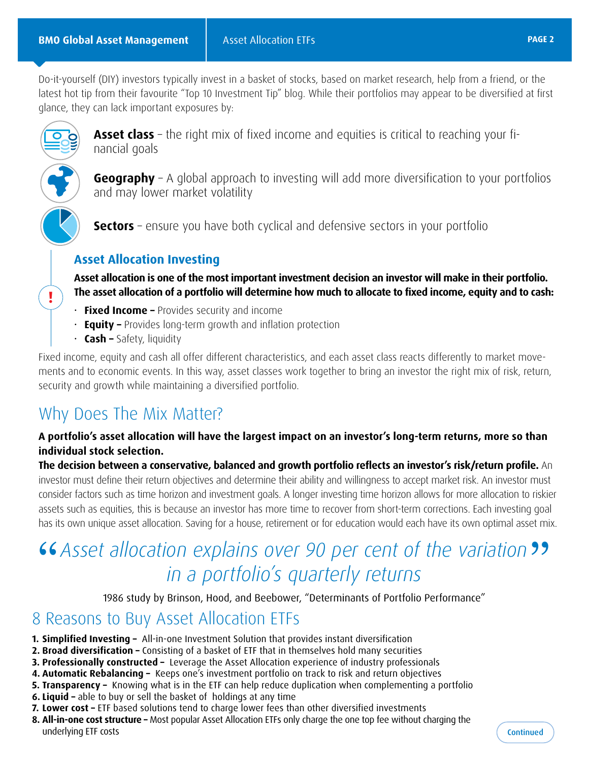Do-it-yourself (DIY) investors typically invest in a basket of stocks, based on market research, help from a friend, or the latest hot tip from their favourite "Top 10 Investment Tip" blog. While their portfolios may appear to be diversified at first glance, they can lack important exposures by:

**Asset class** – the right mix of fixed income and equities is critical to reaching your financial goals

**Geography** – A global approach to investing will add more diversification to your portfolios and may lower market volatility

**Sectors** – ensure you have both cyclical and defensive sectors in your portfolio

### Asset Allocation Investing

**Asset allocation is one of the most important investment decision an investor will make in their portfolio. The asset allocation of a portfolio will determine how much to allocate to fixed income, equity and to cash:**

- **Fixed Income –** Provides security and income
- **Equity –** Provides long-term growth and inflation protection
- **Cash –** Safety, liquidity

Fixed income, equity and cash all offer different characteristics, and each asset class reacts differently to market movements and to economic events. In this way, asset classes work together to bring an investor the right mix of risk, return, security and growth while maintaining a diversified portfolio.

## Why Does The Mix Matter?

**A portfolio's asset allocation will have the largest impact on an investor's long-term returns, more so than individual stock selection.**

**The decision between a conservative, balanced and growth portfolio reflects an investor's risk/return profile.** An investor must define their return objectives and determine their ability and willingness to accept market risk. An investor must consider factors such as time horizon and investment goals. A longer investing time horizon allows for more allocation to riskier assets such as equities, this is because an investor has more time to recover from short-term corrections. Each investing goal has its own unique asset allocation. Saving for a house, retirement or for education would each have its own optimal asset mix.

> *"Asset allocation explains over 90 per cent of the variation in a portfolio's quarterly returns"*

1986 study by Brinson, Hood, and Beebower, "Determinants of Portfolio Performance"

## 8 Reasons to Buy Asset Allocation ETFs

1. **Simplified Investing –** All-in-one Investment Solution that provides instant diversification
2. **Broad diversification –** Consisting of a basket of ETF that in themselves hold many securities
3. **Professionally constructed –** Leverage the Asset Allocation experience of industry professionals
4. **Automatic Rebalancing –** Keeps one's investment portfolio on track to risk and return objectives
5. **Transparency –** Knowing what is in the ETF can help reduce duplication when complementing a portfolio
6. **Liquid –** able to buy or sell the basket of holdings at any time
7. **Lower cost –** ETF based solutions tend to charge lower fees than other diversified investments
8. **All-in-one cost structure –** Most popular Asset Allocation ETFs only charge the one top fee without charging the underlying ETF costs

Continued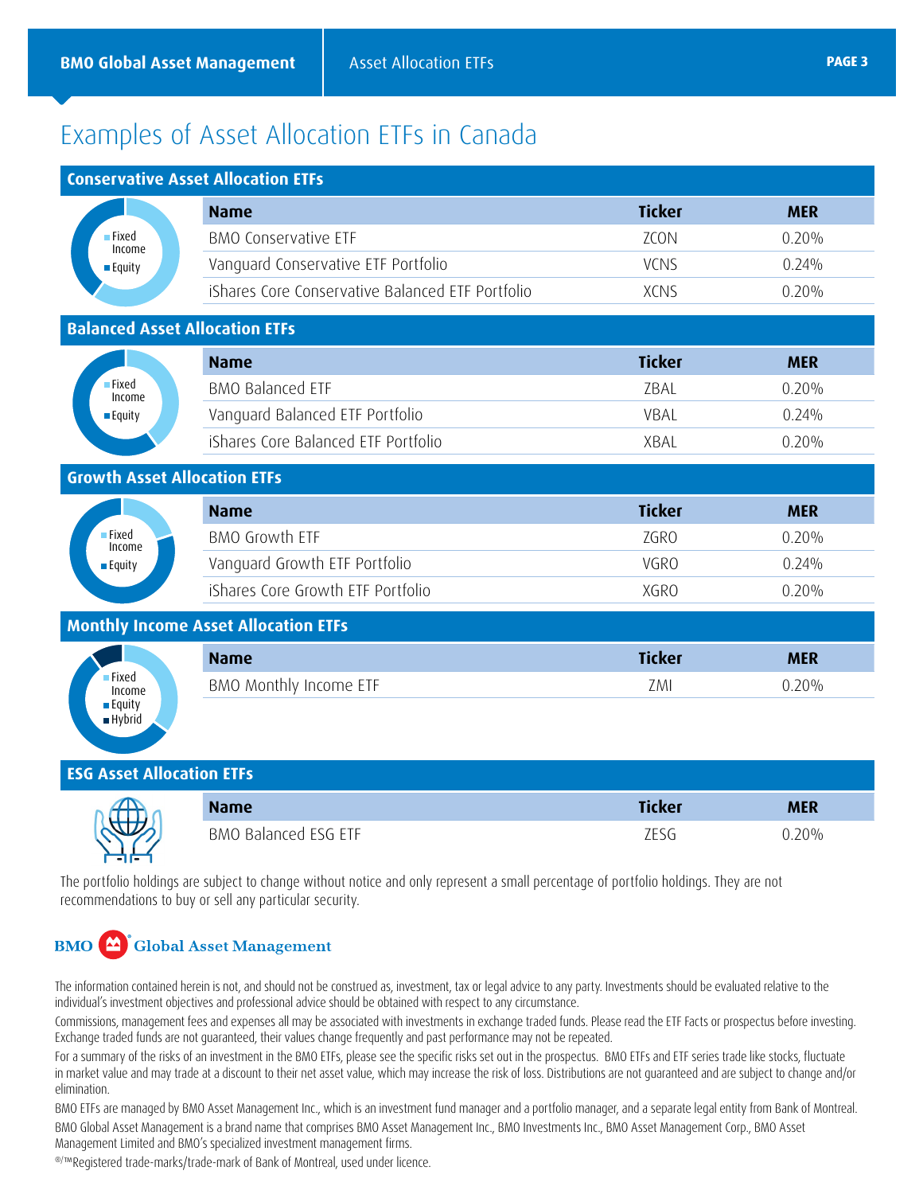# Examples of Asset Allocation ETFs in Canada

## Conservative Asset Allocation ETFs

Fixed Income
Equity

| Name | Ticker | MER |
|---|---|---|
| BMO Conservative ETF | ZCON | 0.20% |
| Vanguard Conservative ETF Portfolio | VCNS | 0.24% |
| iShares Core Conservative Balanced ETF Portfolio | XCNS | 0.20% |

## Balanced Asset Allocation ETFs

Fixed Income
Equity

| Name | Ticker | MER |
|---|---|---|
| BMO Balanced ETF | ZBAL | 0.20% |
| Vanguard Balanced ETF Portfolio | VBAL | 0.24% |
| iShares Core Balanced ETF Portfolio | XBAL | 0.20% |

## Growth Asset Allocation ETFs

Fixed Income
Equity

| Name | Ticker | MER |
|---|---|---|
| BMO Growth ETF | ZGRO | 0.20% |
| Vanguard Growth ETF Portfolio | VGRO | 0.24% |
| iShares Core Growth ETF Portfolio | XGRO | 0.20% |

## Monthly Income Asset Allocation ETFs

Fixed Income
Equity
Hybrid

| Name | Ticker | MER |
|---|---|---|
| BMO Monthly Income ETF | ZMI | 0.20% |

## ESG Asset Allocation ETFs

| Name | Ticker | MER |
|---|---|---|
| BMO Balanced ESG ETF | ZESG | 0.20% |

The portfolio holdings are subject to change without notice and only represent a small percentage of portfolio holdings. They are not recommendations to buy or sell any particular security.

BMO Global Asset Management

The information contained herein is not, and should not be construed as, investment, tax or legal advice to any party. Investments should be evaluated relative to the individual's investment objectives and professional advice should be obtained with respect to any circumstance.

Commissions, management fees and expenses all may be associated with investments in exchange traded funds. Please read the ETF Facts or prospectus before investing. Exchange traded funds are not guaranteed, their values change frequently and past performance may not be repeated.

For a summary of the risks of an investment in the BMO ETFs, please see the specific risks set out in the prospectus. BMO ETFs and ETF series trade like stocks, fluctuate in market value and may trade at a discount to their net asset value, which may increase the risk of loss. Distributions are not guaranteed and are subject to change and/or elimination.

BMO ETFs are managed by BMO Asset Management Inc., which is an investment fund manager and a portfolio manager, and a separate legal entity from Bank of Montreal.

BMO Global Asset Management is a brand name that comprises BMO Asset Management Inc., BMO Investments Inc., BMO Asset Management Corp., BMO Asset Management Limited and BMO's specialized investment management firms.

®/™Registered trade-marks/trade-mark of Bank of Montreal, used under licence.